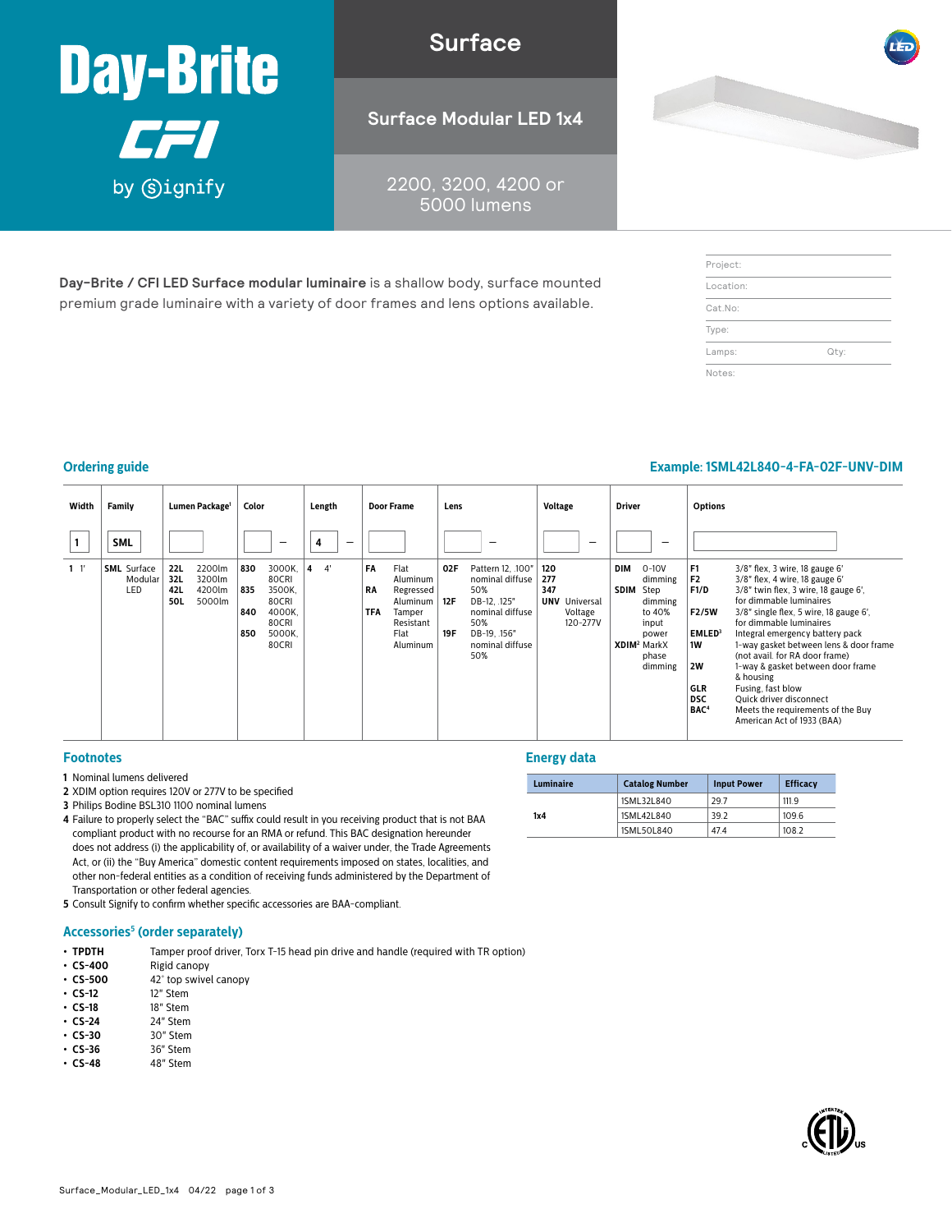# Day-Brite CFI by Signify

## Surface

## Surface Modular LED 1x4

2200, 3200, 4200 or 5000 lumens

**Day-Brite / CFI LED Surface modular luminaire** is a shallow body, surface mounted premium grade luminaire with a variety of door frames and lens options available.

| |
|---|
| Project: |
| Location: |
| Cat.No: |
| Type: |
| Lamps: Qty: |
| Notes: |

## Ordering guide

**Example: 1SML42L840-4-FA-02F-UNV-DIM**

| Width | Family | Lumen Package[1] | Color | Length | Door Frame | Lens | Voltage | Driver | Options |
|---|---|---|---|---|---|---|---|---|---|
| 1 | SML | | – | 4 – | | – | – | – | |
| **1** 1' | **SML** Surface Modular LED | **22L** 2200lm<br>**32L** 3200lm<br>**42L** 4200lm<br>**50L** 5000lm | **830** 3000K, 80CRI<br>**835** 3500K, 80CRI<br>**840** 4000K, 80CRI<br>**850** 5000K, 80CRI | **4** 4' | **FA** Flat Aluminum<br>**RA** Regressed Aluminum<br>**TFA** Tamper Resistant Flat Aluminum | **02F** Pattern 12, .100" nominal diffuse 50%<br>**12F** DB-12, .125" nominal diffuse 50%<br>**19F** DB-19, .156" nominal diffuse 50% | **120**<br>**277**<br>**347**<br>**UNV** Universal Voltage 120-277V | **DIM** 0-10V dimming<br>**SDIM** Step dimming to 40% input power<br>**XDIM**[2] MarkX phase dimming | **F1** 3/8" flex, 3 wire, 18 gauge 6'<br>**F2** 3/8" flex, 4 wire, 18 gauge 6'<br>**F1/D** 3/8" twin flex, 3 wire, 18 gauge 6', for dimmable luminaires<br>**F2/5W** 3/8" single flex, 5 wire, 18 gauge 6', for dimmable luminaires<br>**EMLED**[3] Integral emergency battery pack<br>**1W** 1-way gasket between lens & door frame (not avail. for RA door frame)<br>**2W** 1-way & gasket between door frame & housing<br>**GLR** Fusing, fast blow<br>**DSC** Quick driver disconnect<br>**BAC**[4] Meets the requirements of the Buy American Act of 1933 (BAA) |

## Footnotes

1. Nominal lumens delivered
2. XDIM option requires 120V or 277V to be specified
3. Philips Bodine BSL310 1100 nominal lumens
4. Failure to properly select the "BAC" suffix could result in you receiving product that is not BAA compliant product with no recourse for an RMA or refund. This BAC designation hereunder does not address (i) the applicability of, or availability of a waiver under, the Trade Agreements Act, or (ii) the "Buy America" domestic content requirements imposed on states, localities, and other non-federal entities as a condition of receiving funds administered by the Department of Transportation or other federal agencies.
5. Consult Signify to confirm whether specific accessories are BAA-compliant.

## Energy data

| Luminaire | Catalog Number | Input Power | Efficacy |
|---|---|---|---|
| 1x4 | 1SML32L840 | 29.7 | 111.9 |
| | 1SML42L840 | 39.2 | 109.6 |
| | 1SML50L840 | 47.4 | 108.2 |

## Accessories[5] (order separately)

- **TPDTH** Tamper proof driver, Torx T-15 head pin drive and handle (required with TR option)
- **CS-400** Rigid canopy
- **CS-500** 42° top swivel canopy
- **CS-12** 12" Stem
- **CS-18** 18" Stem
- **CS-24** 24" Stem
- **CS-30** 30" Stem
- **CS-36** 36" Stem
- **CS-48** 48" Stem

Surface_Modular_LED_1x4 04/22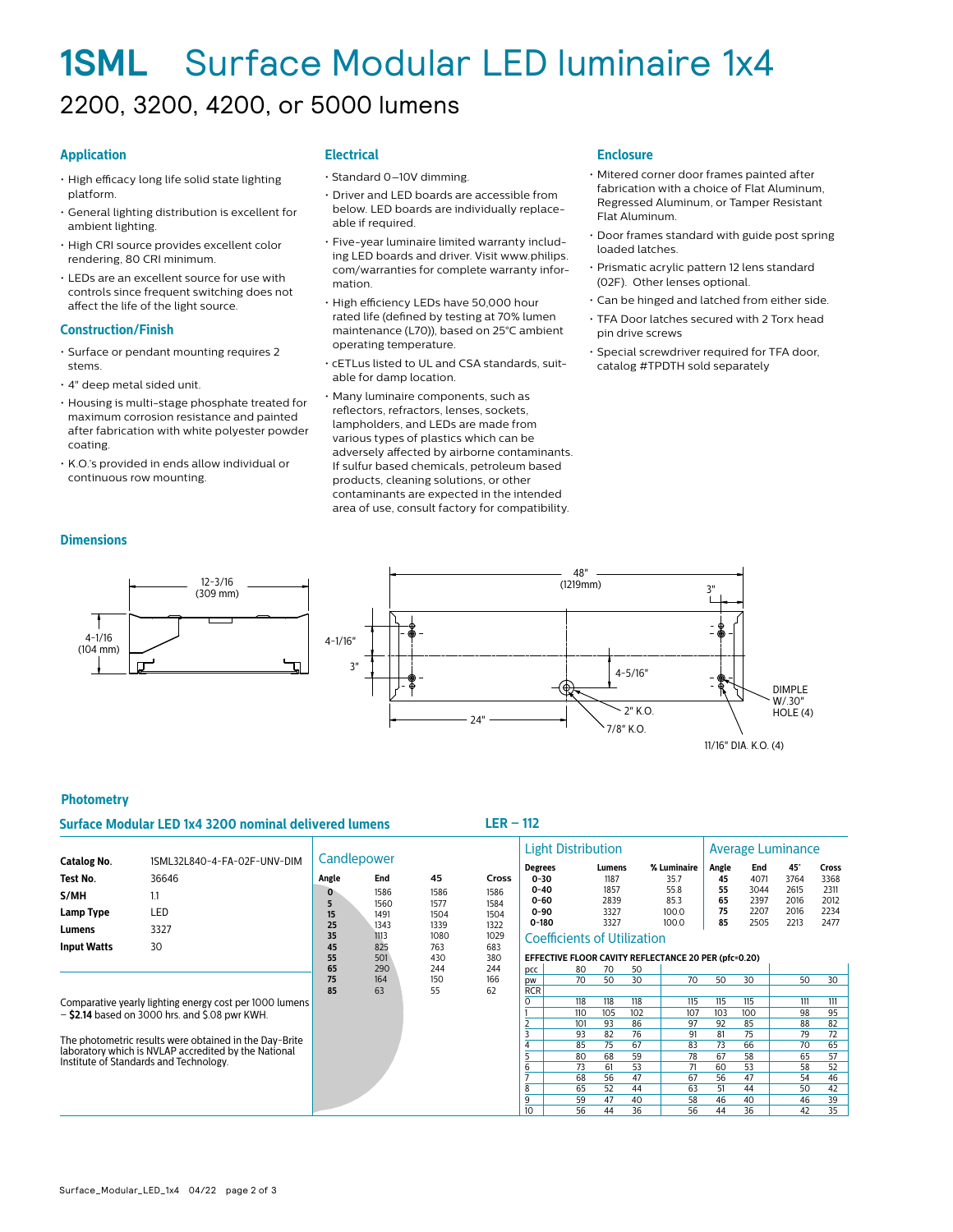# 1SML Surface Modular LED luminaire 1x4

## 2200, 3200, 4200, or 5000 lumens

### Application

- High efficacy long life solid state lighting platform.
- General lighting distribution is excellent for ambient lighting.
- High CRI source provides excellent color rendering, 80 CRI minimum.
- LEDs are an excellent source for use with controls since frequent switching does not affect the life of the light source.

### Construction/Finish

- Surface or pendant mounting requires 2 stems.
- 4" deep metal sided unit.
- Housing is multi-stage phosphate treated for maximum corrosion resistance and painted after fabrication with white polyester powder coating.
- K.O.'s provided in ends allow individual or continuous row mounting.

### Electrical

- Standard 0–10V dimming.
- Driver and LED boards are accessible from below. LED boards are individually replaceable if required.
- Five-year luminaire limited warranty including LED boards and driver. Visit www.philips.com/warranties for complete warranty information.
- High efficiency LEDs have 50,000 hour rated life (defined by testing at 70% lumen maintenance (L70)), based on 25°C ambient operating temperature.
- cETLus listed to UL and CSA standards, suitable for damp location.
- Many luminaire components, such as reflectors, refractors, lenses, sockets, lampholders, and LEDs are made from various types of plastics which can be adversely affected by airborne contaminants. If sulfur based chemicals, petroleum based products, cleaning solutions, or other contaminants are expected in the intended area of use, consult factory for compatibility.

### Enclosure

- Mitered corner door frames painted after fabrication with a choice of Flat Aluminum, Regressed Aluminum, or Tamper Resistant Flat Aluminum.
- Door frames standard with guide post spring loaded latches.
- Prismatic acrylic pattern 12 lens standard (02F). Other lenses optional.
- Can be hinged and latched from either side.
- TFA Door latches secured with 2 Torx head pin drive screws
- Special screwdriver required for TFA door, catalog #TPDTH sold separately

### Dimensions

12-3/16 (309 mm); 4-1/16 (104 mm); 48" (1219mm); 3"; 4-1/16"; 3"; 4-5/16"; 24"; 2" K.O.; 7/8" K.O.; DIMPLE W/.30" HOLE (4); 11/16" DIA. K.O. (4)

### Photometry

#### Surface Modular LED 1x4 3200 nominal delivered lumens — LER – 112

| | |
|---|---|
| **Catalog No.** | 1SML32L840-4-FA-02F-UNV-DIM |
| **Test No.** | 36646 |
| **S/MH** | 1.1 |
| **Lamp Type** | LED |
| **Lumens** | 3327 |
| **Input Watts** | 30 |

Comparative yearly lighting energy cost per 1000 lumens – **$2.14** based on 3000 hrs. and $.08 pwr KWH.

The photometric results were obtained in the Day-Brite laboratory which is NVLAP accredited by the National Institute of Standards and Technology.

**Candlepower**

| Angle | End | 45 | Cross |
|---|---|---|---|
| 0 | 1586 | 1586 | 1586 |
| 5 | 1560 | 1577 | 1584 |
| 15 | 1491 | 1504 | 1504 |
| 25 | 1343 | 1339 | 1322 |
| 35 | 1113 | 1080 | 1029 |
| 45 | 825 | 763 | 683 |
| 55 | 501 | 430 | 380 |
| 65 | 290 | 244 | 244 |
| 75 | 164 | 150 | 166 |
| 85 | 63 | 55 | 62 |

**Light Distribution**

| Degrees | Lumens | % Luminaire |
|---|---|---|
| 0–30 | 1187 | 35.7 |
| 0–40 | 1857 | 55.8 |
| 0–60 | 2839 | 85.3 |
| 0–90 | 3327 | 100.0 |
| 0–180 | 3327 | 100.0 |

**Average Luminance**

| Angle | End | 45° | Cross |
|---|---|---|---|
| 45 | 4071 | 3764 | 3368 |
| 55 | 3044 | 2615 | 2311 |
| 65 | 2397 | 2016 | 2012 |
| 75 | 2207 | 2016 | 2234 |
| 85 | 2505 | 2213 | 2477 |

**Coefficients of Utilization**

EFFECTIVE FLOOR CAVITY REFLECTANCE 20 PER (pfc=0.20)

| pcc | 80 | | | 70 | | | 50 | |
|---|---|---|---|---|---|---|---|---|
| pw | 70 | 50 | 30 | 70 | 50 | 30 | 50 | 30 |
| RCR | | | | | | | | |
| 0 | 118 | 118 | 118 | 115 | 115 | 115 | 111 | 111 |
| 1 | 110 | 105 | 102 | 107 | 103 | 100 | 98 | 95 |
| 2 | 101 | 93 | 86 | 97 | 92 | 85 | 88 | 82 |
| 3 | 93 | 82 | 76 | 91 | 81 | 75 | 79 | 72 |
| 4 | 85 | 75 | 67 | 83 | 73 | 66 | 70 | 65 |
| 5 | 80 | 68 | 59 | 78 | 67 | 58 | 65 | 57 |
| 6 | 73 | 61 | 53 | 71 | 60 | 53 | 58 | 52 |
| 7 | 68 | 56 | 47 | 67 | 56 | 47 | 54 | 46 |
| 8 | 65 | 52 | 44 | 63 | 51 | 44 | 50 | 42 |
| 9 | 59 | 47 | 40 | 58 | 46 | 40 | 46 | 39 |
| 10 | 56 | 44 | 36 | 56 | 44 | 36 | 42 | 35 |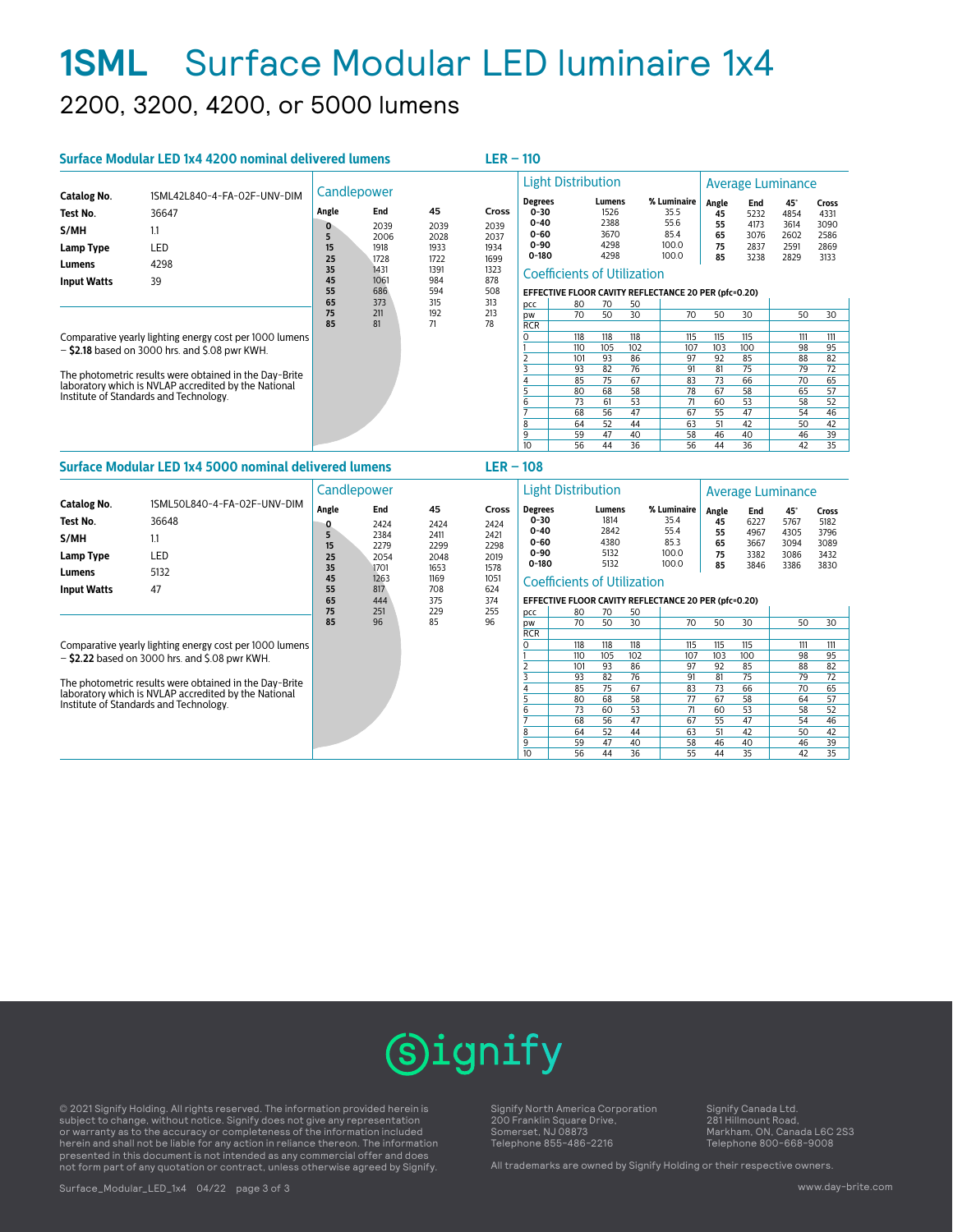# 1SML Surface Modular LED luminaire 1x4

## 2200, 3200, 4200, or 5000 lumens

### Surface Modular LED 1x4 4200 nominal delivered lumens

LER – 110

| | |
|---|---|
| **Catalog No.** | 1SML42L840-4-FA-02F-UNV-DIM |
| **Test No.** | 36647 |
| **S/MH** | 1.1 |
| **Lamp Type** | LED |
| **Lumens** | 4298 |
| **Input Watts** | 39 |

Comparative yearly lighting energy cost per 1000 lumens – **$2.18** based on 3000 hrs. and $.08 pwr KWH.

The photometric results were obtained in the Day-Brite laboratory which is NVLAP accredited by the National Institute of Standards and Technology.

#### Candlepower

| Angle | End | 45 | Cross |
|---|---|---|---|
| 0 | 2039 | 2039 | 2039 |
| 5 | 2006 | 2028 | 2037 |
| 15 | 1918 | 1933 | 1934 |
| 25 | 1728 | 1722 | 1699 |
| 35 | 1431 | 1391 | 1323 |
| 45 | 1061 | 984 | 878 |
| 55 | 686 | 594 | 508 |
| 65 | 373 | 315 | 313 |
| 75 | 211 | 192 | 213 |
| 85 | 81 | 71 | 78 |

#### Light Distribution

| Degrees | Lumens | % Luminaire |
|---|---|---|
| 0-30 | 1526 | 35.5 |
| 0-40 | 2388 | 55.6 |
| 0-60 | 3670 | 85.4 |
| 0-90 | 4298 | 100.0 |
| 0-180 | 4298 | 100.0 |

#### Average Luminance

| Angle | End | 45° | Cross |
|---|---|---|---|
| 45 | 5232 | 4854 | 4331 |
| 55 | 4173 | 3614 | 3090 |
| 65 | 3076 | 2602 | 2586 |
| 75 | 2837 | 2591 | 2869 |
| 85 | 3238 | 2829 | 3133 |

#### Coefficients of Utilization

EFFECTIVE FLOOR CAVITY REFLECTANCE 20 PER (pfc=0.20)

| pcc | 80 | | | 70 | | | 50 | |
|---|---|---|---|---|---|---|---|---|
| pw | 70 | 50 | 30 | 70 | 50 | 30 | 50 | 30 |
| RCR | | | | | | | | |
| 0 | 118 | 118 | 118 | 115 | 115 | 115 | 111 | 111 |
| 1 | 110 | 105 | 102 | 107 | 103 | 100 | 98 | 95 |
| 2 | 101 | 93 | 86 | 97 | 92 | 85 | 88 | 82 |
| 3 | 93 | 82 | 76 | 91 | 81 | 75 | 79 | 72 |
| 4 | 85 | 75 | 67 | 83 | 73 | 66 | 70 | 65 |
| 5 | 80 | 68 | 58 | 78 | 67 | 58 | 65 | 57 |
| 6 | 73 | 61 | 53 | 71 | 60 | 53 | 58 | 52 |
| 7 | 68 | 56 | 47 | 67 | 55 | 47 | 54 | 46 |
| 8 | 64 | 52 | 44 | 63 | 51 | 42 | 50 | 42 |
| 9 | 59 | 47 | 40 | 58 | 46 | 40 | 46 | 39 |
| 10 | 56 | 44 | 36 | 56 | 44 | 36 | 42 | 35 |

### Surface Modular LED 1x4 5000 nominal delivered lumens

LER – 108

| | |
|---|---|
| **Catalog No.** | 1SML50L840-4-FA-02F-UNV-DIM |
| **Test No.** | 36648 |
| **S/MH** | 1.1 |
| **Lamp Type** | LED |
| **Lumens** | 5132 |
| **Input Watts** | 47 |

Comparative yearly lighting energy cost per 1000 lumens – **$2.22** based on 3000 hrs. and $.08 pwr KWH.

The photometric results were obtained in the Day-Brite laboratory which is NVLAP accredited by the National Institute of Standards and Technology.

#### Candlepower

| Angle | End | 45 | Cross |
|---|---|---|---|
| 0 | 2424 | 2424 | 2424 |
| 5 | 2384 | 2411 | 2421 |
| 15 | 2279 | 2299 | 2298 |
| 25 | 2054 | 2048 | 2019 |
| 35 | 1701 | 1653 | 1578 |
| 45 | 1263 | 1169 | 1051 |
| 55 | 817 | 708 | 624 |
| 65 | 444 | 375 | 374 |
| 75 | 251 | 229 | 255 |
| 85 | 96 | 85 | 96 |

#### Light Distribution

| Degrees | Lumens | % Luminaire |
|---|---|---|
| 0-30 | 1814 | 35.4 |
| 0-40 | 2842 | 55.4 |
| 0-60 | 4380 | 85.3 |
| 0-90 | 5132 | 100.0 |
| 0-180 | 5132 | 100.0 |

#### Average Luminance

| Angle | End | 45° | Cross |
|---|---|---|---|
| 45 | 6227 | 5767 | 5182 |
| 55 | 4967 | 4305 | 3796 |
| 65 | 3667 | 3094 | 3089 |
| 75 | 3382 | 3086 | 3432 |
| 85 | 3846 | 3386 | 3830 |

#### Coefficients of Utilization

EFFECTIVE FLOOR CAVITY REFLECTANCE 20 PER (pfc=0.20)

| pcc | 80 | | | 70 | | | 50 | |
|---|---|---|---|---|---|---|---|---|
| pw | 70 | 50 | 30 | 70 | 50 | 30 | 50 | 30 |
| RCR | | | | | | | | |
| 0 | 118 | 118 | 118 | 115 | 115 | 115 | 111 | 111 |
| 1 | 110 | 105 | 102 | 107 | 103 | 100 | 98 | 95 |
| 2 | 101 | 93 | 86 | 97 | 92 | 85 | 88 | 82 |
| 3 | 93 | 82 | 76 | 91 | 81 | 75 | 79 | 72 |
| 4 | 85 | 75 | 67 | 83 | 73 | 66 | 70 | 65 |
| 5 | 80 | 68 | 58 | 77 | 67 | 58 | 64 | 57 |
| 6 | 73 | 60 | 53 | 71 | 60 | 53 | 58 | 52 |
| 7 | 68 | 56 | 47 | 67 | 55 | 47 | 54 | 46 |
| 8 | 64 | 52 | 44 | 63 | 51 | 42 | 50 | 42 |
| 9 | 59 | 47 | 40 | 58 | 46 | 40 | 46 | 39 |
| 10 | 56 | 44 | 36 | 55 | 44 | 35 | 42 | 35 |

signify

© 2021 Signify Holding. All rights reserved. The information provided herein is subject to change, without notice. Signify does not give any representation or warranty as to the accuracy or completeness of the information included herein and shall not be liable for any action in reliance thereon. The information presented in this document is not intended as any commercial offer and does not form part of any quotation or contract, unless otherwise agreed by Signify.

Signify North America Corporation
200 Franklin Square Drive,
Somerset, NJ 08873
Telephone 855-486-2216

Signify Canada Ltd.
281 Hillmount Road,
Markham, ON, Canada L6C 2S3
Telephone 800-668-9008

All trademarks are owned by Signify Holding or their respective owners.

www.day-brite.com